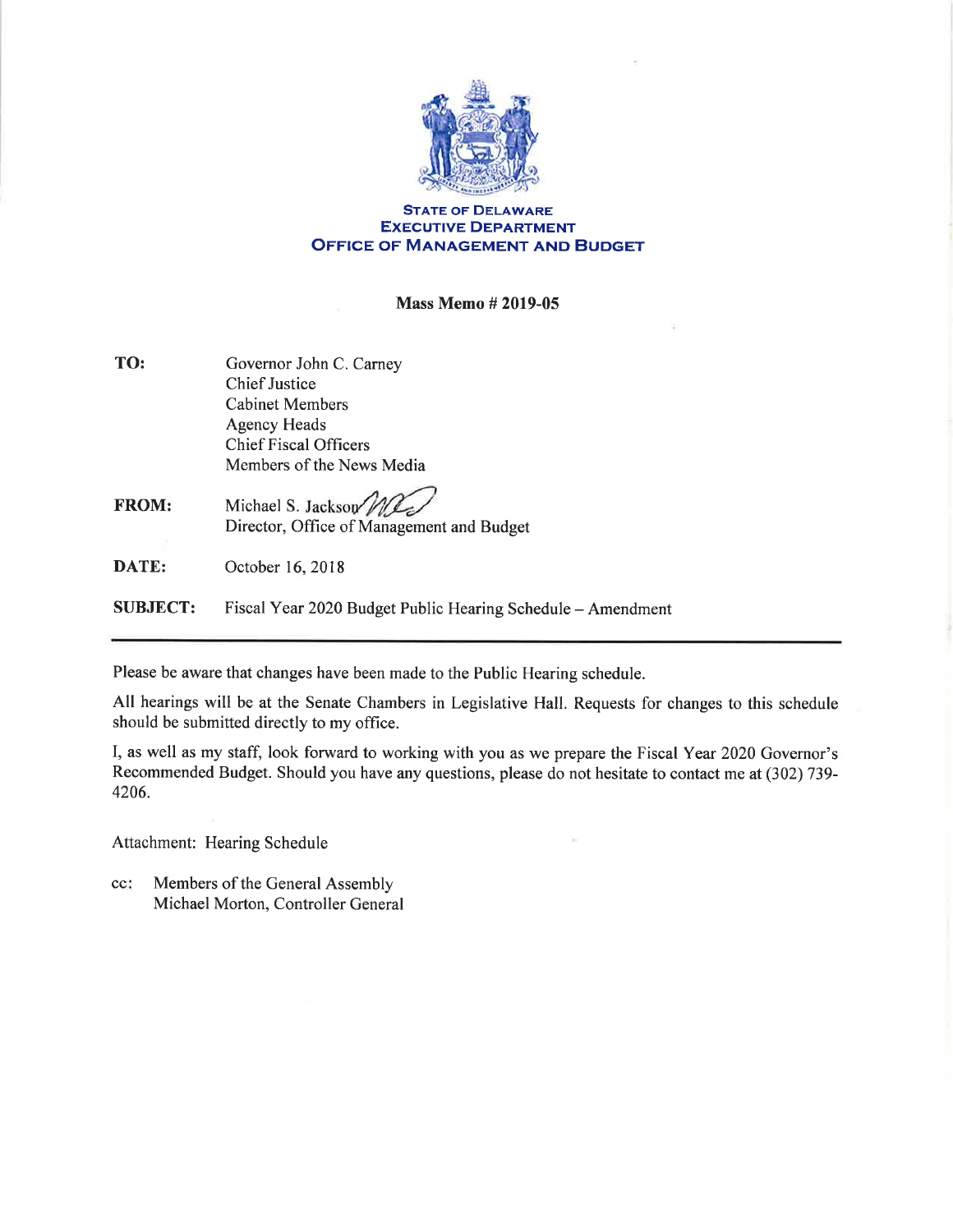**State of Delaware**
**Executive Department**
**Office of Management and Budget**

**Mass Memo # 2019-05**

| | |
|---|---|
| **TO:** | Governor John C. Carney<br>Chief Justice<br>Cabinet Members<br>Agency Heads<br>Chief Fiscal Officers<br>Members of the News Media |
| **FROM:** | Michael S. Jackson<br>Director, Office of Management and Budget |
| **DATE:** | October 16, 2018 |
| **SUBJECT:** | Fiscal Year 2020 Budget Public Hearing Schedule – Amendment |

---

Please be aware that changes have been made to the Public Hearing schedule.

All hearings will be at the Senate Chambers in Legislative Hall. Requests for changes to this schedule should be submitted directly to my office.

I, as well as my staff, look forward to working with you as we prepare the Fiscal Year 2020 Governor's Recommended Budget. Should you have any questions, please do not hesitate to contact me at (302) 739-4206.

Attachment: Hearing Schedule

cc: Members of the General Assembly
Michael Morton, Controller General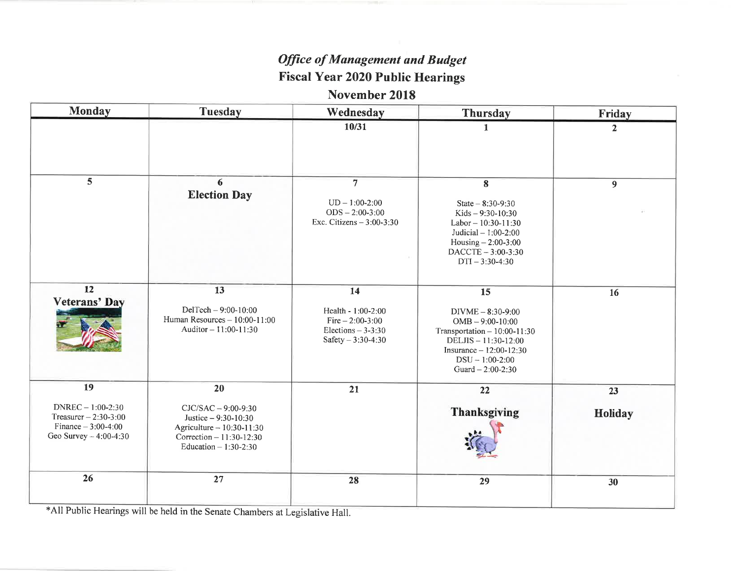## *Office of Management and Budget*
## Fiscal Year 2020 Public Hearings
## November 2018

| Monday | Tuesday | Wednesday | Thursday | Friday |
|---|---|---|---|---|
| | | **10/31** | **1** | **2** |
| **5** | **6**<br>**Election Day** | **7**<br><br>UD – 1:00-2:00<br>ODS – 2:00-3:00<br>Exc. Citizens – 3:00-3:30 | **8**<br><br>State – 8:30-9:30<br>Kids – 9:30-10:30<br>Labor – 10:30-11:30<br>Judicial – 1:00-2:00<br>Housing – 2:00-3:00<br>DACCTE – 3:00-3:30<br>DTI – 3:30-4:30 | **9** |
| **12**<br>**Veterans' Day** | **13**<br><br>DelTech – 9:00-10:00<br>Human Resources – 10:00-11:00<br>Auditor – 11:00-11:30 | **14**<br><br>Health - 1:00-2:00<br>Fire – 2:00-3:00<br>Elections – 3-3:30<br>Safety – 3:30-4:30 | **15**<br><br>DIVME – 8:30-9:00<br>OMB – 9:00-10:00<br>Transportation – 10:00-11:30<br>DELJIS – 11:30-12:00<br>Insurance – 12:00-12:30<br>DSU – 1:00-2:00<br>Guard – 2:00-2:30 | **16** |
| **19**<br><br>DNREC – 1:00-2:30<br>Treasurer – 2:30-3:00<br>Finance – 3:00-4:00<br>Geo Survey – 4:00-4:30 | **20**<br><br>CJC/SAC – 9:00-9:30<br>Justice – 9:30-10:30<br>Agriculture – 10:30-11:30<br>Correction – 11:30-12:30<br>Education – 1:30-2:30 | **21** | **22**<br><br>**Thanksgiving** | **23**<br><br>**Holiday** |
| **26** | **27** | **28** | **29** | **30** |

*All Public Hearings will be held in the Senate Chambers at Legislative Hall.